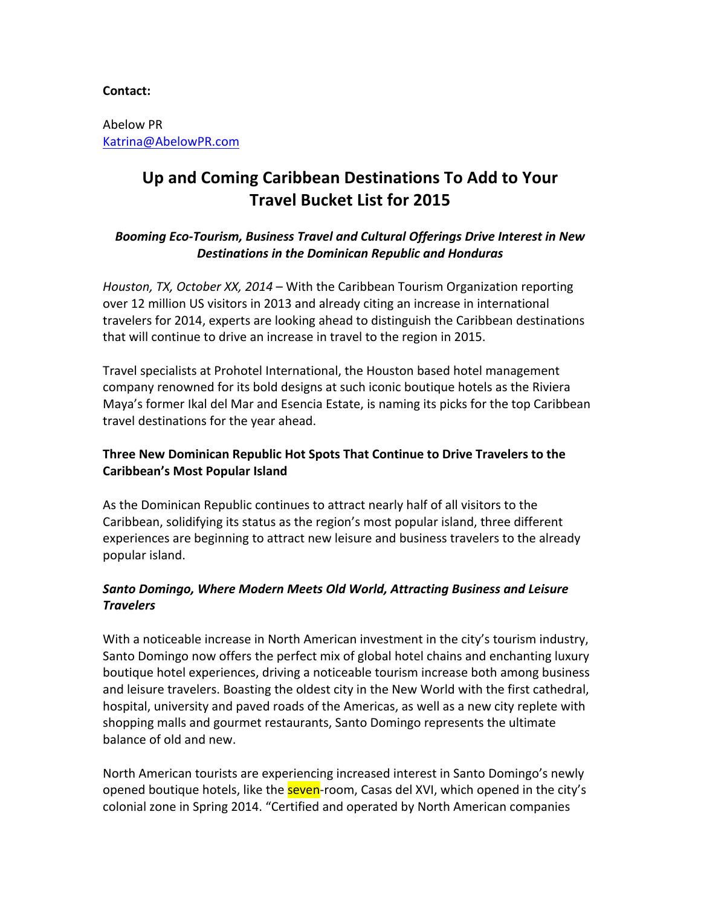**Contact:**

Abelow PR  
Katrina@AbelowPR.com

# Up and Coming Caribbean Destinations To Add to Your Travel Bucket List for 2015

***Booming Eco-Tourism, Business Travel and Cultural Offerings Drive Interest in New Destinations in the Dominican Republic and Honduras***

*Houston, TX, October XX, 2014* – With the Caribbean Tourism Organization reporting over 12 million US visitors in 2013 and already citing an increase in international travelers for 2014, experts are looking ahead to distinguish the Caribbean destinations that will continue to drive an increase in travel to the region in 2015.

Travel specialists at Prohotel International, the Houston based hotel management company renowned for its bold designs at such iconic boutique hotels as the Riviera Maya's former Ikal del Mar and Esencia Estate, is naming its picks for the top Caribbean travel destinations for the year ahead.

## Three New Dominican Republic Hot Spots That Continue to Drive Travelers to the Caribbean's Most Popular Island

As the Dominican Republic continues to attract nearly half of all visitors to the Caribbean, solidifying its status as the region's most popular island, three different experiences are beginning to attract new leisure and business travelers to the already popular island.

### *Santo Domingo, Where Modern Meets Old World, Attracting Business and Leisure Travelers*

With a noticeable increase in North American investment in the city's tourism industry, Santo Domingo now offers the perfect mix of global hotel chains and enchanting luxury boutique hotel experiences, driving a noticeable tourism increase both among business and leisure travelers. Boasting the oldest city in the New World with the first cathedral, hospital, university and paved roads of the Americas, as well as a new city replete with shopping malls and gourmet restaurants, Santo Domingo represents the ultimate balance of old and new.

North American tourists are experiencing increased interest in Santo Domingo's newly opened boutique hotels, like the seven-room, Casas del XVI, which opened in the city's colonial zone in Spring 2014. "Certified and operated by North American companies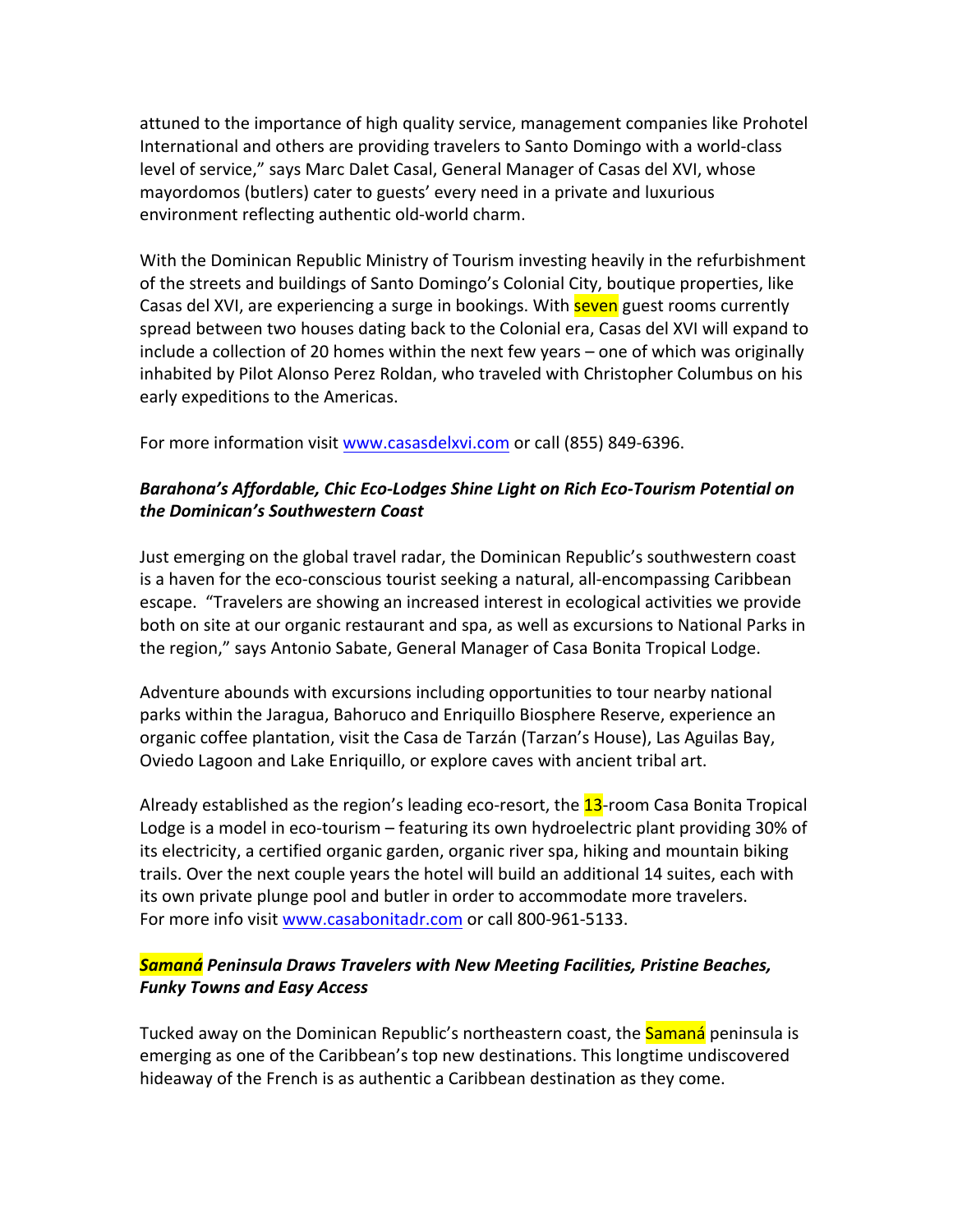attuned to the importance of high quality service, management companies like Prohotel International and others are providing travelers to Santo Domingo with a world-class level of service," says Marc Dalet Casal, General Manager of Casas del XVI, whose mayordomos (butlers) cater to guests' every need in a private and luxurious environment reflecting authentic old-world charm.

With the Dominican Republic Ministry of Tourism investing heavily in the refurbishment of the streets and buildings of Santo Domingo's Colonial City, boutique properties, like Casas del XVI, are experiencing a surge in bookings. With seven guest rooms currently spread between two houses dating back to the Colonial era, Casas del XVI will expand to include a collection of 20 homes within the next few years – one of which was originally inhabited by Pilot Alonso Perez Roldan, who traveled with Christopher Columbus on his early expeditions to the Americas.

For more information visit www.casasdelxvi.com or call (855) 849-6396.

***Barahona's Affordable, Chic Eco-Lodges Shine Light on Rich Eco-Tourism Potential on the Dominican's Southwestern Coast***

Just emerging on the global travel radar, the Dominican Republic's southwestern coast is a haven for the eco-conscious tourist seeking a natural, all-encompassing Caribbean escape. "Travelers are showing an increased interest in ecological activities we provide both on site at our organic restaurant and spa, as well as excursions to National Parks in the region," says Antonio Sabate, General Manager of Casa Bonita Tropical Lodge.

Adventure abounds with excursions including opportunities to tour nearby national parks within the Jaragua, Bahoruco and Enriquillo Biosphere Reserve, experience an organic coffee plantation, visit the Casa de Tarzán (Tarzan's House), Las Aguilas Bay, Oviedo Lagoon and Lake Enriquillo, or explore caves with ancient tribal art.

Already established as the region's leading eco-resort, the 13-room Casa Bonita Tropical Lodge is a model in eco-tourism – featuring its own hydroelectric plant providing 30% of its electricity, a certified organic garden, organic river spa, hiking and mountain biking trails. Over the next couple years the hotel will build an additional 14 suites, each with its own private plunge pool and butler in order to accommodate more travelers.
For more info visit www.casabonitadr.com or call 800-961-5133.

***Samaná Peninsula Draws Travelers with New Meeting Facilities, Pristine Beaches, Funky Towns and Easy Access***

Tucked away on the Dominican Republic's northeastern coast, the Samaná peninsula is emerging as one of the Caribbean's top new destinations. This longtime undiscovered hideaway of the French is as authentic a Caribbean destination as they come.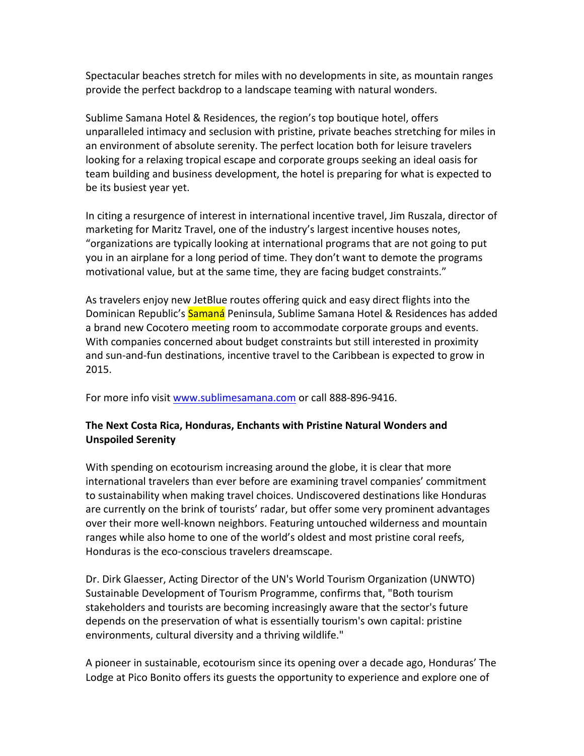Spectacular beaches stretch for miles with no developments in site, as mountain ranges provide the perfect backdrop to a landscape teaming with natural wonders.

Sublime Samana Hotel & Residences, the region's top boutique hotel, offers unparalleled intimacy and seclusion with pristine, private beaches stretching for miles in an environment of absolute serenity. The perfect location both for leisure travelers looking for a relaxing tropical escape and corporate groups seeking an ideal oasis for team building and business development, the hotel is preparing for what is expected to be its busiest year yet.

In citing a resurgence of interest in international incentive travel, Jim Ruszala, director of marketing for Maritz Travel, one of the industry's largest incentive houses notes, "organizations are typically looking at international programs that are not going to put you in an airplane for a long period of time. They don't want to demote the programs motivational value, but at the same time, they are facing budget constraints."

As travelers enjoy new JetBlue routes offering quick and easy direct flights into the Dominican Republic's Samaná Peninsula, Sublime Samana Hotel & Residences has added a brand new Cocotero meeting room to accommodate corporate groups and events. With companies concerned about budget constraints but still interested in proximity and sun-and-fun destinations, incentive travel to the Caribbean is expected to grow in 2015.

For more info visit [www.sublimesamana.com](http://www.sublimesamana.com) or call 888-896-9416.

**The Next Costa Rica, Honduras, Enchants with Pristine Natural Wonders and Unspoiled Serenity**

With spending on ecotourism increasing around the globe, it is clear that more international travelers than ever before are examining travel companies' commitment to sustainability when making travel choices. Undiscovered destinations like Honduras are currently on the brink of tourists' radar, but offer some very prominent advantages over their more well-known neighbors. Featuring untouched wilderness and mountain ranges while also home to one of the world's oldest and most pristine coral reefs, Honduras is the eco-conscious travelers dreamscape.

Dr. Dirk Glaesser, Acting Director of the UN's World Tourism Organization (UNWTO) Sustainable Development of Tourism Programme, confirms that, "Both tourism stakeholders and tourists are becoming increasingly aware that the sector's future depends on the preservation of what is essentially tourism's own capital: pristine environments, cultural diversity and a thriving wildlife."

A pioneer in sustainable, ecotourism since its opening over a decade ago, Honduras' The Lodge at Pico Bonito offers its guests the opportunity to experience and explore one of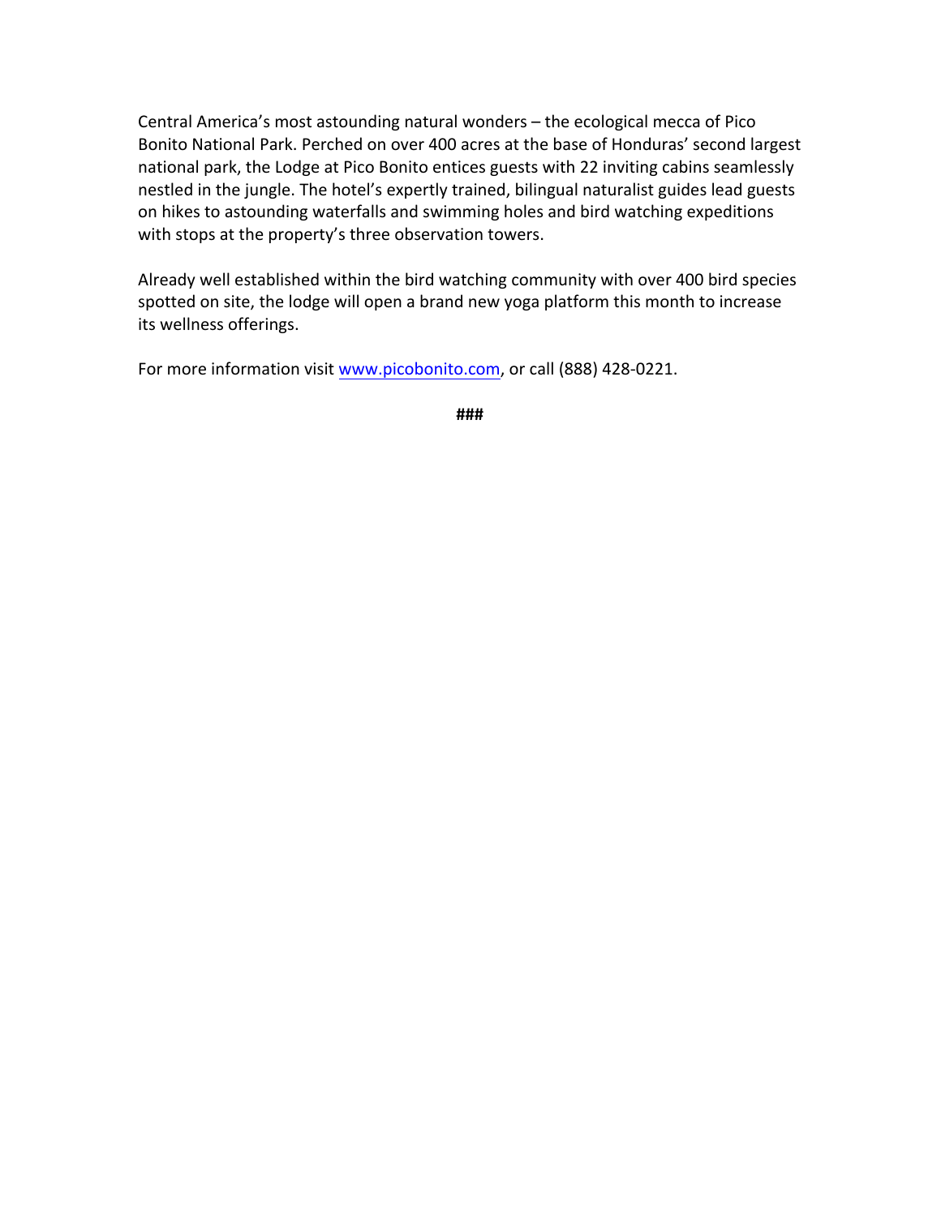Central America's most astounding natural wonders – the ecological mecca of Pico Bonito National Park. Perched on over 400 acres at the base of Honduras' second largest national park, the Lodge at Pico Bonito entices guests with 22 inviting cabins seamlessly nestled in the jungle. The hotel's expertly trained, bilingual naturalist guides lead guests on hikes to astounding waterfalls and swimming holes and bird watching expeditions with stops at the property's three observation towers.

Already well established within the bird watching community with over 400 bird species spotted on site, the lodge will open a brand new yoga platform this month to increase its wellness offerings.

For more information visit www.picobonito.com, or call (888) 428-0221.

**###**